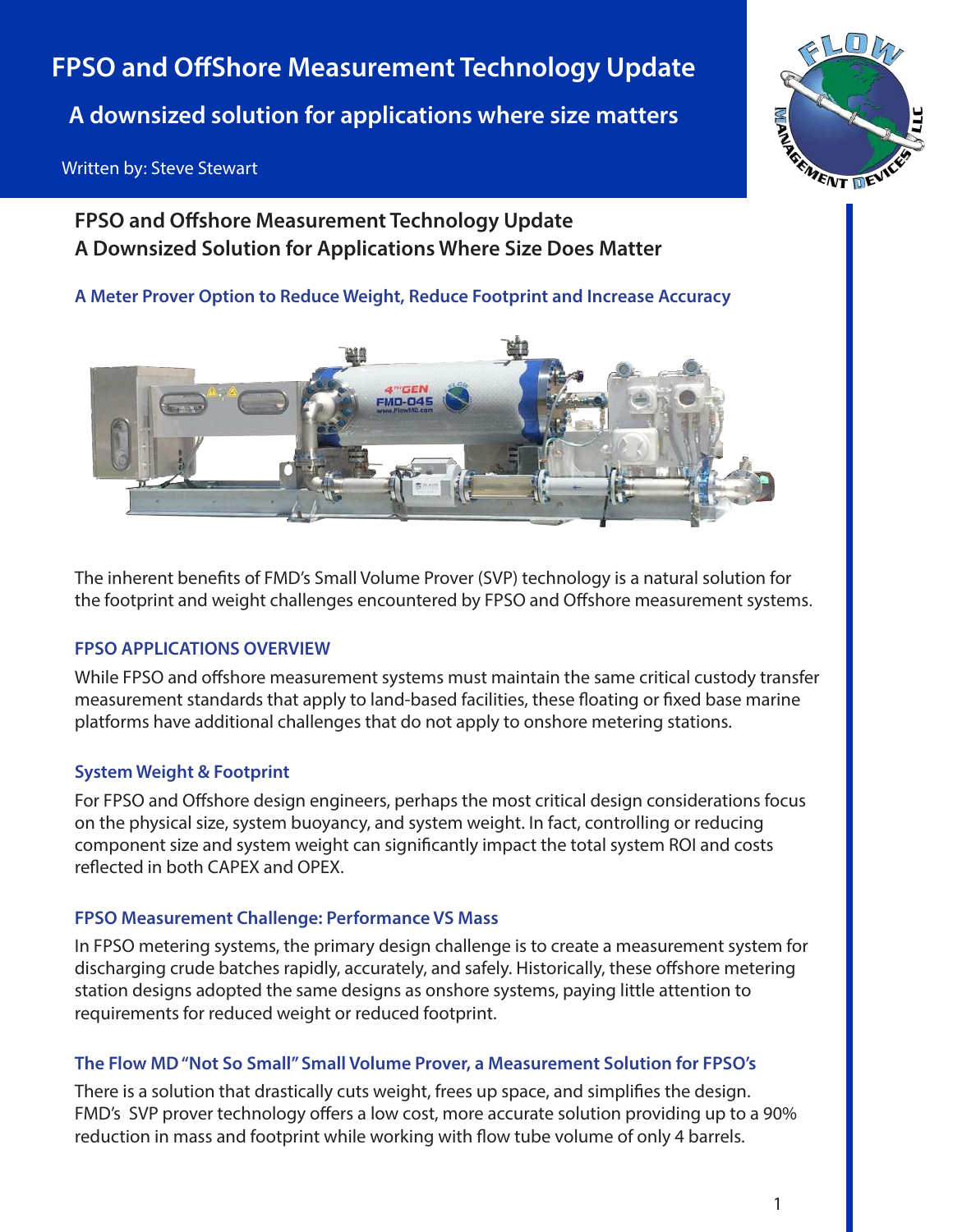# FPSO and OffShore Measurement Technology Update

## A downsized solution for applications where size matters

Written by: Steve Stewart

## FPSO and Offshore Measurement Technology Update
## A Downsized Solution for Applications Where Size Does Matter

### A Meter Prover Option to Reduce Weight, Reduce Footprint and Increase Accuracy

The inherent benefits of FMD's Small Volume Prover (SVP) technology is a natural solution for the footprint and weight challenges encountered by FPSO and Offshore measurement systems.

### FPSO APPLICATIONS OVERVIEW

While FPSO and offshore measurement systems must maintain the same critical custody transfer measurement standards that apply to land-based facilities, these floating or fixed base marine platforms have additional challenges that do not apply to onshore metering stations.

### System Weight & Footprint

For FPSO and Offshore design engineers, perhaps the most critical design considerations focus on the physical size, system buoyancy, and system weight. In fact, controlling or reducing component size and system weight can significantly impact the total system ROI and costs reflected in both CAPEX and OPEX.

### FPSO Measurement Challenge: Performance VS Mass

In FPSO metering systems, the primary design challenge is to create a measurement system for discharging crude batches rapidly, accurately, and safely. Historically, these offshore metering station designs adopted the same designs as onshore systems, paying little attention to requirements for reduced weight or reduced footprint.

### The Flow MD "Not So Small" Small Volume Prover, a Measurement Solution for FPSO's

There is a solution that drastically cuts weight, frees up space, and simplifies the design. FMD's SVP prover technology offers a low cost, more accurate solution providing up to a 90% reduction in mass and footprint while working with flow tube volume of only 4 barrels.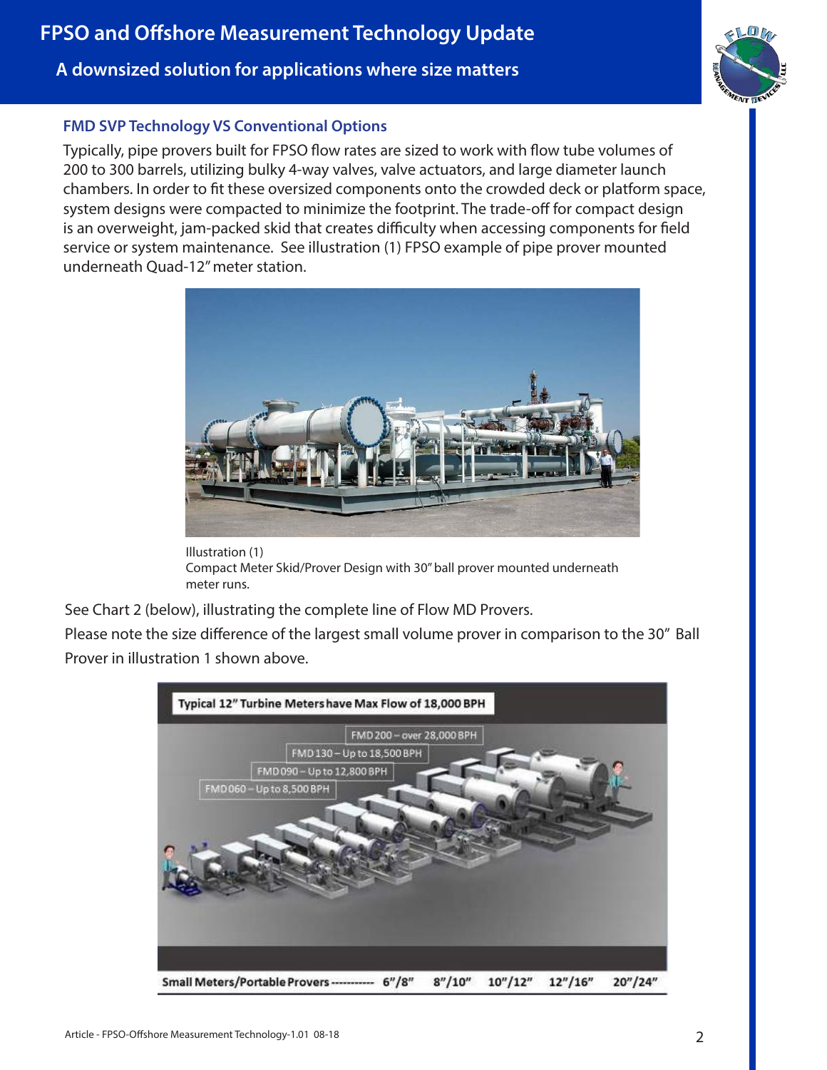## FMD SVP Technology VS Conventional Options

Typically, pipe provers built for FPSO flow rates are sized to work with flow tube volumes of 200 to 300 barrels, utilizing bulky 4-way valves, valve actuators, and large diameter launch chambers. In order to fit these oversized components onto the crowded deck or platform space, system designs were compacted to minimize the footprint. The trade-off for compact design is an overweight, jam-packed skid that creates difficulty when accessing components for field service or system maintenance. See illustration (1) FPSO example of pipe prover mounted underneath Quad-12" meter station.

Illustration (1)
Compact Meter Skid/Prover Design with 30" ball prover mounted underneath meter runs.

See Chart 2 (below), illustrating the complete line of Flow MD Provers.

Please note the size difference of the largest small volume prover in comparison to the 30" Ball Prover in illustration 1 shown above.

Typical 12" Turbine Meters have Max Flow of 18,000 BPH

FMD 200 – over 28,000 BPH

FMD 130 – Up to 18,500 BPH

FMD 090 – Up to 12,800 BPH

FMD 060 – Up to 8,500 BPH

Small Meters/Portable Provers ----------- 6"/8" 8"/10" 10"/12" 12"/16" 20"/24"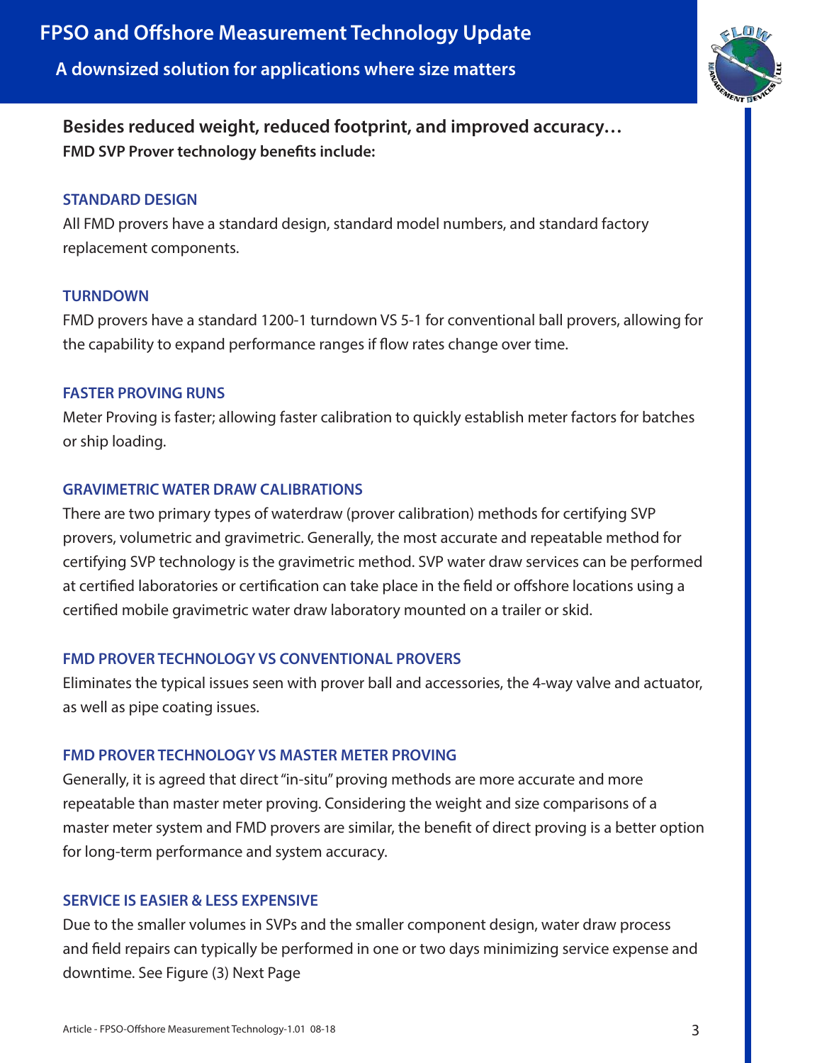# FPSO and Offshore Measurement Technology Update

## A downsized solution for applications where size matters

**Besides reduced weight, reduced footprint, and improved accuracy…**
**FMD SVP Prover technology benefits include:**

### STANDARD DESIGN

All FMD provers have a standard design, standard model numbers, and standard factory replacement components.

### TURNDOWN

FMD provers have a standard 1200-1 turndown VS 5-1 for conventional ball provers, allowing for the capability to expand performance ranges if flow rates change over time.

### FASTER PROVING RUNS

Meter Proving is faster; allowing faster calibration to quickly establish meter factors for batches or ship loading.

### GRAVIMETRIC WATER DRAW CALIBRATIONS

There are two primary types of waterdraw (prover calibration) methods for certifying SVP provers, volumetric and gravimetric. Generally, the most accurate and repeatable method for certifying SVP technology is the gravimetric method. SVP water draw services can be performed at certified laboratories or certification can take place in the field or offshore locations using a certified mobile gravimetric water draw laboratory mounted on a trailer or skid.

### FMD PROVER TECHNOLOGY VS CONVENTIONAL PROVERS

Eliminates the typical issues seen with prover ball and accessories, the 4-way valve and actuator, as well as pipe coating issues.

### FMD PROVER TECHNOLOGY VS MASTER METER PROVING

Generally, it is agreed that direct "in-situ" proving methods are more accurate and more repeatable than master meter proving. Considering the weight and size comparisons of a master meter system and FMD provers are similar, the benefit of direct proving is a better option for long-term performance and system accuracy.

### SERVICE IS EASIER & LESS EXPENSIVE

Due to the smaller volumes in SVPs and the smaller component design, water draw process and field repairs can typically be performed in one or two days minimizing service expense and downtime. See Figure (3) Next Page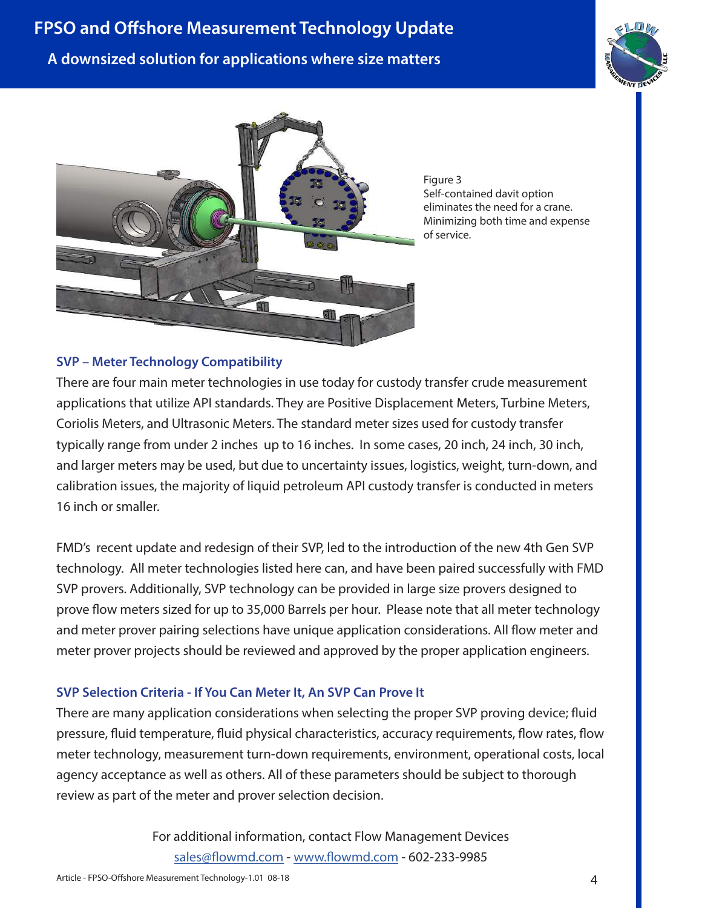Figure 3
Self-contained davit option eliminates the need for a crane. Minimizing both time and expense of service.

### SVP – Meter Technology Compatibility

There are four main meter technologies in use today for custody transfer crude measurement applications that utilize API standards. They are Positive Displacement Meters, Turbine Meters, Coriolis Meters, and Ultrasonic Meters. The standard meter sizes used for custody transfer typically range from under 2 inches up to 16 inches. In some cases, 20 inch, 24 inch, 30 inch, and larger meters may be used, but due to uncertainty issues, logistics, weight, turn-down, and calibration issues, the majority of liquid petroleum API custody transfer is conducted in meters 16 inch or smaller.

FMD's recent update and redesign of their SVP, led to the introduction of the new 4th Gen SVP technology. All meter technologies listed here can, and have been paired successfully with FMD SVP provers. Additionally, SVP technology can be provided in large size provers designed to prove flow meters sized for up to 35,000 Barrels per hour. Please note that all meter technology and meter prover pairing selections have unique application considerations. All flow meter and meter prover projects should be reviewed and approved by the proper application engineers.

### SVP Selection Criteria - If You Can Meter It, An SVP Can Prove It

There are many application considerations when selecting the proper SVP proving device; fluid pressure, fluid temperature, fluid physical characteristics, accuracy requirements, flow rates, flow meter technology, measurement turn-down requirements, environment, operational costs, local agency acceptance as well as others. All of these parameters should be subject to thorough review as part of the meter and prover selection decision.

For additional information, contact Flow Management Devices
sales@flowmd.com - www.flowmd.com - 602-233-9985